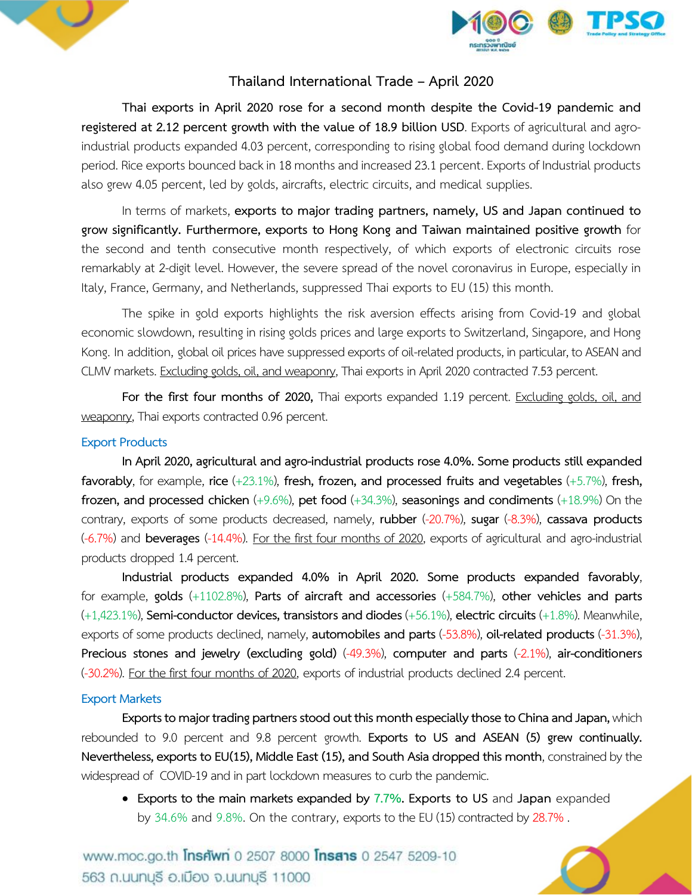# Thailand International Trade – April 2020

**Thai exports in April 2020 rose for a second month despite the Covid-19 pandemic and registered at 2.12 percent growth with the value of 18.9 billion USD**. Exports of agricultural and agro-industrial products expanded 4.03 percent, corresponding to rising global food demand during lockdown period. Rice exports bounced back in 18 months and increased 23.1 percent. Exports of Industrial products also grew 4.05 percent, led by golds, aircrafts, electric circuits, and medical supplies.

In terms of markets, **exports to major trading partners, namely, US and Japan continued to grow significantly. Furthermore, exports to Hong Kong and Taiwan maintained positive growth** for the second and tenth consecutive month respectively, of which exports of electronic circuits rose remarkably at 2-digit level. However, the severe spread of the novel coronavirus in Europe, especially in Italy, France, Germany, and Netherlands, suppressed Thai exports to EU (15) this month.

The spike in gold exports highlights the risk aversion effects arising from Covid-19 and global economic slowdown, resulting in rising golds prices and large exports to Switzerland, Singapore, and Hong Kong. In addition, global oil prices have suppressed exports of oil-related products, in particular, to ASEAN and CLMV markets. Excluding golds, oil, and weaponry, Thai exports in April 2020 contracted 7.53 percent.

**For the first four months of 2020,** Thai exports expanded 1.19 percent. Excluding golds, oil, and weaponry, Thai exports contracted 0.96 percent.

## Export Products

**In April 2020, agricultural and agro-industrial products rose 4.0%. Some products still expanded favorably**, for example, **rice** (+23.1%), **fresh, frozen, and processed fruits and vegetables** (+5.7%), **fresh, frozen, and processed chicken** (+9.6%), **pet food** (+34.3%), **seasonings and condiments** (+18.9%) On the contrary, exports of some products decreased, namely, **rubber** (-20.7%), **sugar** (-8.3%), **cassava products** (-6.7%) and **beverages** (-14.4%). For the first four months of 2020, exports of agricultural and agro-industrial products dropped 1.4 percent.

**Industrial products expanded 4.0% in April 2020. Some products expanded favorably**, for example, **golds** (+1102.8%), **Parts of aircraft and accessories** (+584.7%), **other vehicles and parts** (+1,423.1%), **Semi-conductor devices, transistors and diodes** (+56.1%), **electric circuits** (+1.8%). Meanwhile, exports of some products declined, namely, **automobiles and parts** (-53.8%), **oil-related products** (-31.3%), **Precious stones and jewelry (excluding gold)** (-49.3%), **computer and parts** (-2.1%), **air-conditioners** (-30.2%). For the first four months of 2020, exports of industrial products declined 2.4 percent.

## Export Markets

**Exports to major trading partners stood out this month especially those to China and Japan,** which rebounded to 9.0 percent and 9.8 percent growth. **Exports to US and ASEAN (5) grew continually. Nevertheless, exports to EU(15), Middle East (15), and South Asia dropped this month**, constrained by the widespread of COVID-19 and in part lockdown measures to curb the pandemic.

- **Exports to the main markets expanded by 7.7%. Exports to US** and **Japan** expanded by 34.6% and 9.8%. On the contrary, exports to the EU (15) contracted by 28.7% .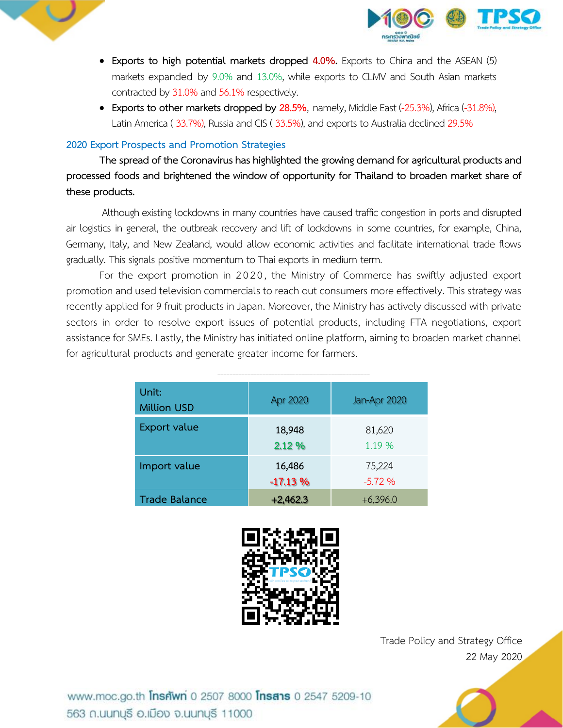- **Exports to high potential markets dropped 4.0%.** Exports to China and the ASEAN (5) markets expanded by 9.0% and 13.0%, while exports to CLMV and South Asian markets contracted by 31.0% and 56.1% respectively.
- **Exports to other markets dropped by 28.5%**, namely, Middle East (-25.3%), Africa (-31.8%), Latin America (-33.7%), Russia and CIS (-33.5%), and exports to Australia declined 29.5%

## 2020 Export Prospects and Promotion Strategies

**The spread of the Coronavirus has highlighted the growing demand for agricultural products and processed foods and brightened the window of opportunity for Thailand to broaden market share of these products.**

Although existing lockdowns in many countries have caused traffic congestion in ports and disrupted air logistics in general, the outbreak recovery and lift of lockdowns in some countries, for example, China, Germany, Italy, and New Zealand, would allow economic activities and facilitate international trade flows gradually. This signals positive momentum to Thai exports in medium term.

For the export promotion in 2020, the Ministry of Commerce has swiftly adjusted export promotion and used television commercials to reach out consumers more effectively. This strategy was recently applied for 9 fruit products in Japan. Moreover, the Ministry has actively discussed with private sectors in order to resolve export issues of potential products, including FTA negotiations, export assistance for SMEs. Lastly, the Ministry has initiated online platform, aiming to broaden market channel for agricultural products and generate greater income for farmers.

---

| Unit: Million USD | Apr 2020 | Jan-Apr 2020 |
|---|---|---|
| Export value | 18,948<br>2.12 % | 81,620<br>1.19 % |
| Import value | 16,486<br>-17.13 % | 75,224<br>-5.72 % |
| Trade Balance | +2,462.3 | +6,396.0 |

Trade Policy and Strategy Office
22 May 2020